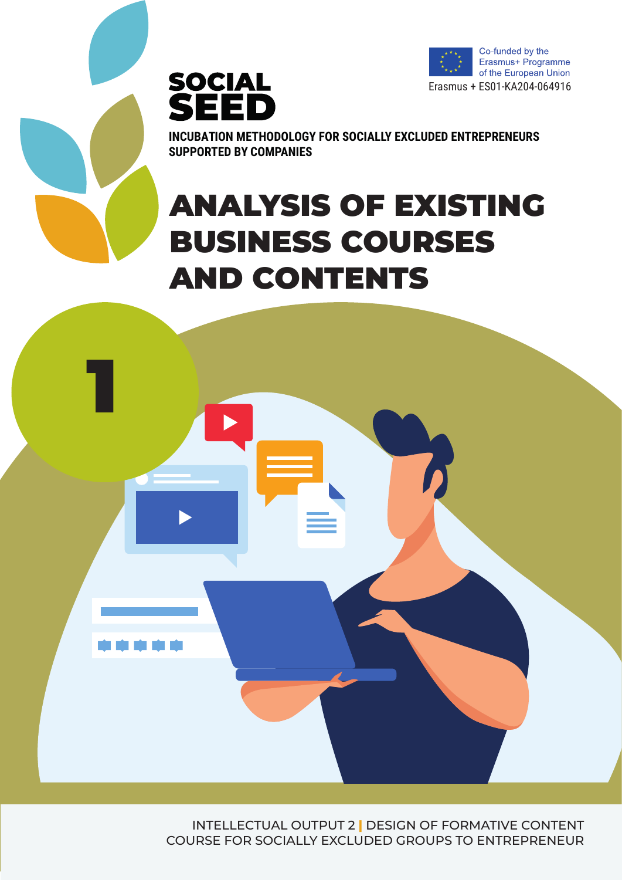Co-funded by the Erasmus+ Programme of the European Union

Erasmus + ES01-KA204-064916

**SOCIAL SEED**

**INCUBATION METHODOLOGY FOR SOCIALLY EXCLUDED ENTREPRENEURS SUPPORTED BY COMPANIES**

# ANALYSIS OF EXISTING BUSINESS COURSES AND CONTENTS

1

INTELLECTUAL OUTPUT 2 | DESIGN OF FORMATIVE CONTENT COURSE FOR SOCIALLY EXCLUDED GROUPS TO ENTREPRENEUR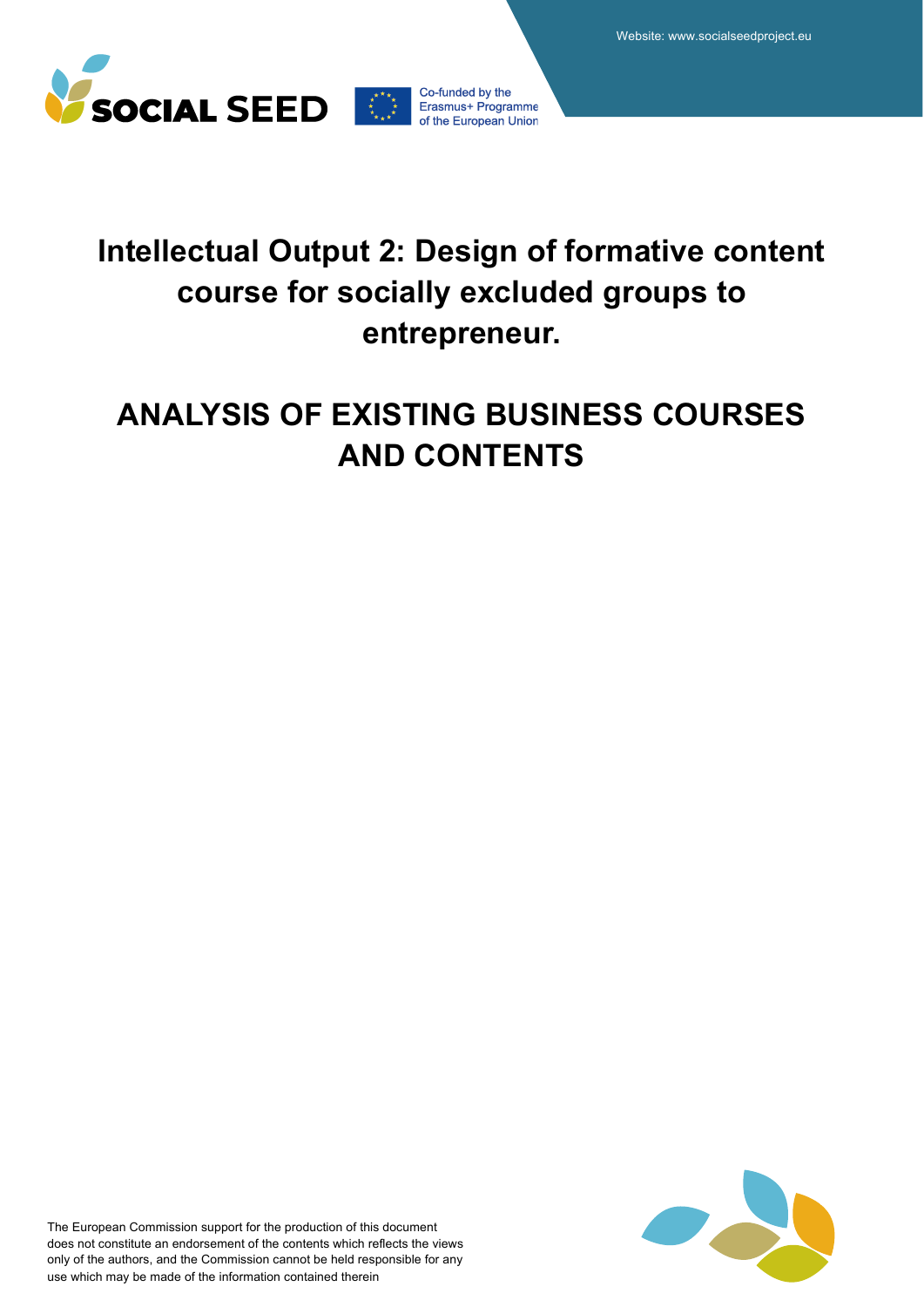Website: www.socialseedproject.eu

Co-funded by the Erasmus+ Programme of the European Union

# Intellectual Output 2: Design of formative content course for socially excluded groups to entrepreneur.

# ANALYSIS OF EXISTING BUSINESS COURSES AND CONTENTS

The European Commission support for the production of this document does not constitute an endorsement of the contents which reflects the views only of the authors, and the Commission cannot be held responsible for any use which may be made of the information contained therein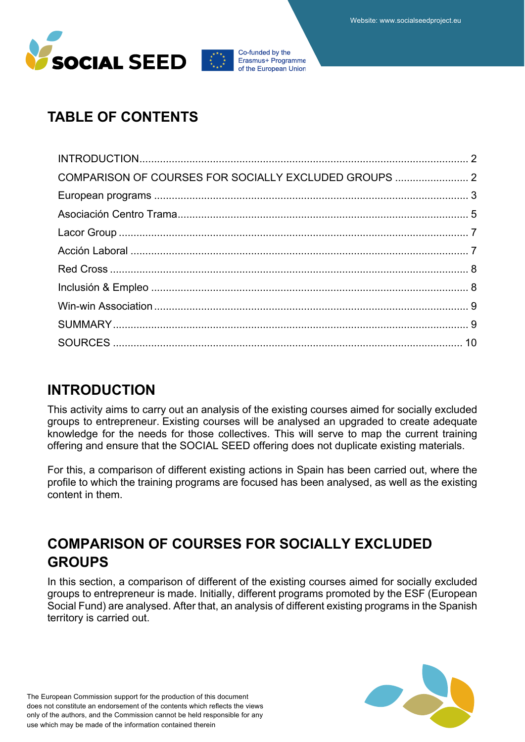## TABLE OF CONTENTS

INTRODUCTION ........................................................................................................ 2
COMPARISON OF COURSES FOR SOCIALLY EXCLUDED GROUPS ......................... 2
European programs ........................................................................................................ 3
Asociación Centro Trama ............................................................................................... 5
Lacor Group ................................................................................................................... 7
Acción Laboral ................................................................................................................ 7
Red Cross ....................................................................................................................... 8
Inclusión & Empleo ......................................................................................................... 8
Win-win Association ........................................................................................................ 9
SUMMARY ...................................................................................................................... 9
SOURCES ..................................................................................................................... 10

## INTRODUCTION

This activity aims to carry out an analysis of the existing courses aimed for socially excluded groups to entrepreneur. Existing courses will be analysed an upgraded to create adequate knowledge for the needs for those collectives. This will serve to map the current training offering and ensure that the SOCIAL SEED offering does not duplicate existing materials.

For this, a comparison of different existing actions in Spain has been carried out, where the profile to which the training programs are focused has been analysed, as well as the existing content in them.

## COMPARISON OF COURSES FOR SOCIALLY EXCLUDED GROUPS

In this section, a comparison of different of the existing courses aimed for socially excluded groups to entrepreneur is made. Initially, different programs promoted by the ESF (European Social Fund) are analysed. After that, an analysis of different existing programs in the Spanish territory is carried out.

The European Commission support for the production of this document does not constitute an endorsement of the contents which reflects the views only of the authors, and the Commission cannot be held responsible for any use which may be made of the information contained therein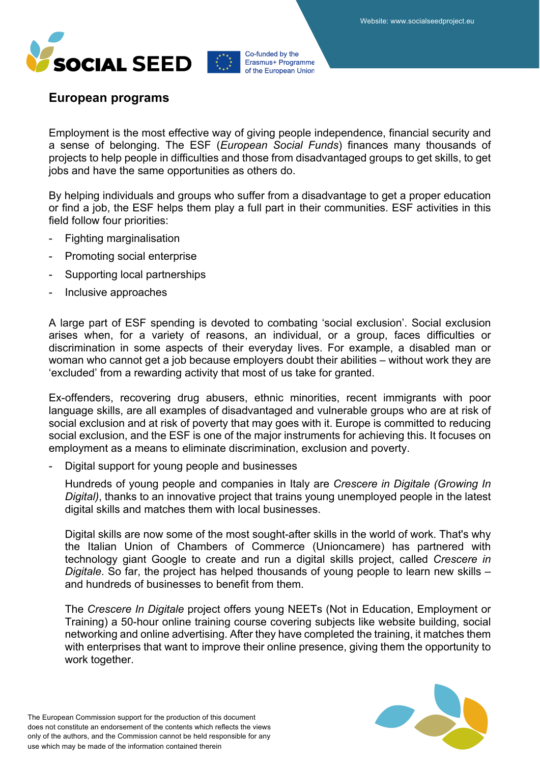## European programs

Employment is the most effective way of giving people independence, financial security and a sense of belonging. The ESF (*European Social Funds*) finances many thousands of projects to help people in difficulties and those from disadvantaged groups to get skills, to get jobs and have the same opportunities as others do.

By helping individuals and groups who suffer from a disadvantage to get a proper education or find a job, the ESF helps them play a full part in their communities. ESF activities in this field follow four priorities:

- Fighting marginalisation
- Promoting social enterprise
- Supporting local partnerships
- Inclusive approaches

A large part of ESF spending is devoted to combating 'social exclusion'. Social exclusion arises when, for a variety of reasons, an individual, or a group, faces difficulties or discrimination in some aspects of their everyday lives. For example, a disabled man or woman who cannot get a job because employers doubt their abilities – without work they are 'excluded' from a rewarding activity that most of us take for granted.

Ex-offenders, recovering drug abusers, ethnic minorities, recent immigrants with poor language skills, are all examples of disadvantaged and vulnerable groups who are at risk of social exclusion and at risk of poverty that may goes with it. Europe is committed to reducing social exclusion, and the ESF is one of the major instruments for achieving this. It focuses on employment as a means to eliminate discrimination, exclusion and poverty.

- Digital support for young people and businesses

  Hundreds of young people and companies in Italy are *Crescere in Digitale (Growing In Digital)*, thanks to an innovative project that trains young unemployed people in the latest digital skills and matches them with local businesses.

  Digital skills are now some of the most sought-after skills in the world of work. That's why the Italian Union of Chambers of Commerce (Unioncamere) has partnered with technology giant Google to create and run a digital skills project, called *Crescere in Digitale*. So far, the project has helped thousands of young people to learn new skills – and hundreds of businesses to benefit from them.

  The *Crescere In Digitale* project offers young NEETs (Not in Education, Employment or Training) a 50-hour online training course covering subjects like website building, social networking and online advertising. After they have completed the training, it matches them with enterprises that want to improve their online presence, giving them the opportunity to work together.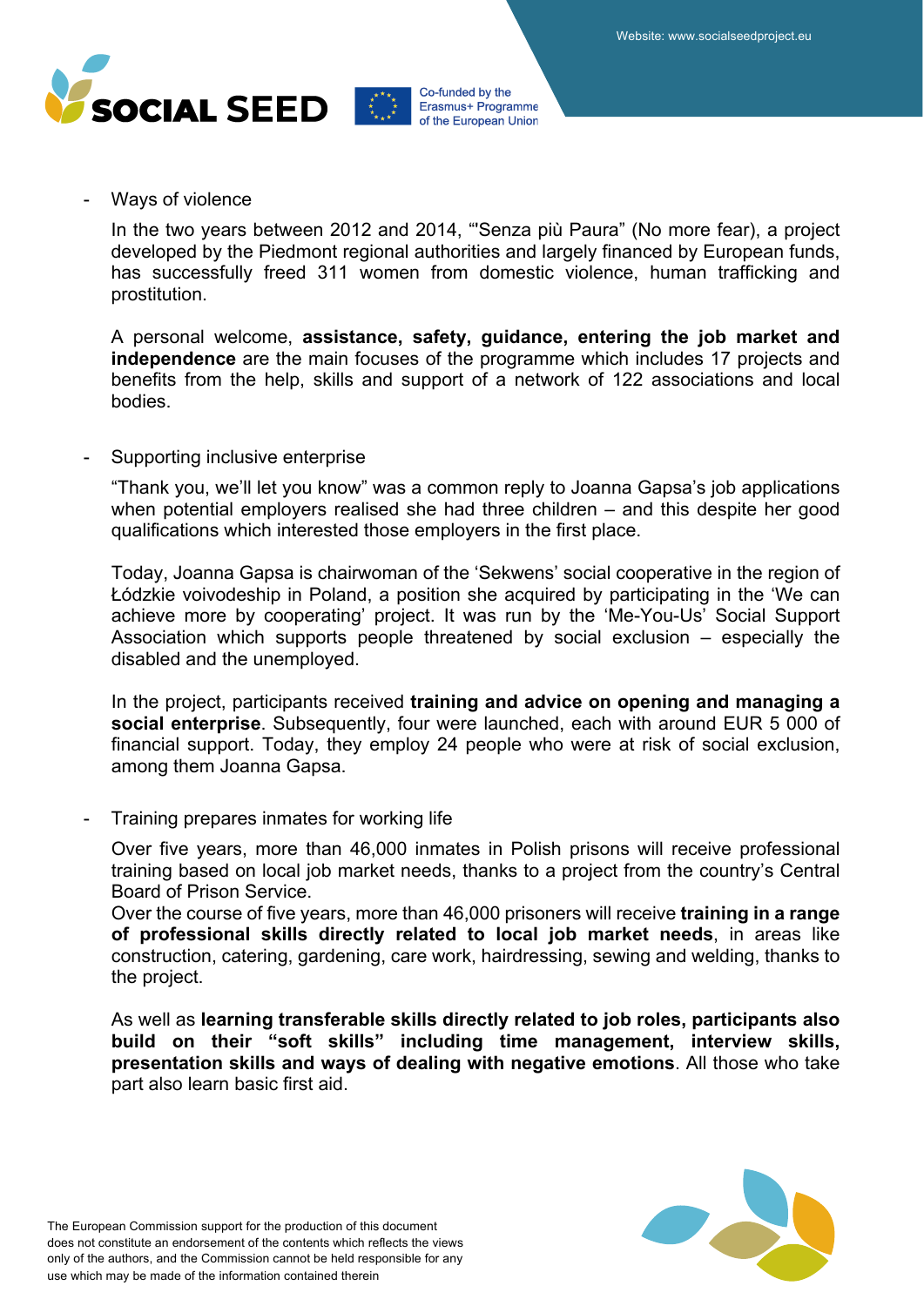- Ways of violence

  In the two years between 2012 and 2014, "'Senza più Paura" (No more fear), a project developed by the Piedmont regional authorities and largely financed by European funds, has successfully freed 311 women from domestic violence, human trafficking and prostitution.

  A personal welcome, **assistance, safety, guidance, entering the job market and independence** are the main focuses of the programme which includes 17 projects and benefits from the help, skills and support of a network of 122 associations and local bodies.

- Supporting inclusive enterprise

  "Thank you, we'll let you know" was a common reply to Joanna Gapsa's job applications when potential employers realised she had three children – and this despite her good qualifications which interested those employers in the first place.

  Today, Joanna Gapsa is chairwoman of the 'Sekwens' social cooperative in the region of Łódzkie voivodeship in Poland, a position she acquired by participating in the 'We can achieve more by cooperating' project. It was run by the 'Me-You-Us' Social Support Association which supports people threatened by social exclusion – especially the disabled and the unemployed.

  In the project, participants received **training and advice on opening and managing a social enterprise**. Subsequently, four were launched, each with around EUR 5 000 of financial support. Today, they employ 24 people who were at risk of social exclusion, among them Joanna Gapsa.

- Training prepares inmates for working life

  Over five years, more than 46,000 inmates in Polish prisons will receive professional training based on local job market needs, thanks to a project from the country's Central Board of Prison Service.
  Over the course of five years, more than 46,000 prisoners will receive **training in a range of professional skills directly related to local job market needs**, in areas like construction, catering, gardening, care work, hairdressing, sewing and welding, thanks to the project.

  As well as **learning transferable skills directly related to job roles, participants also build on their "soft skills" including time management, interview skills, presentation skills and ways of dealing with negative emotions**. All those who take part also learn basic first aid.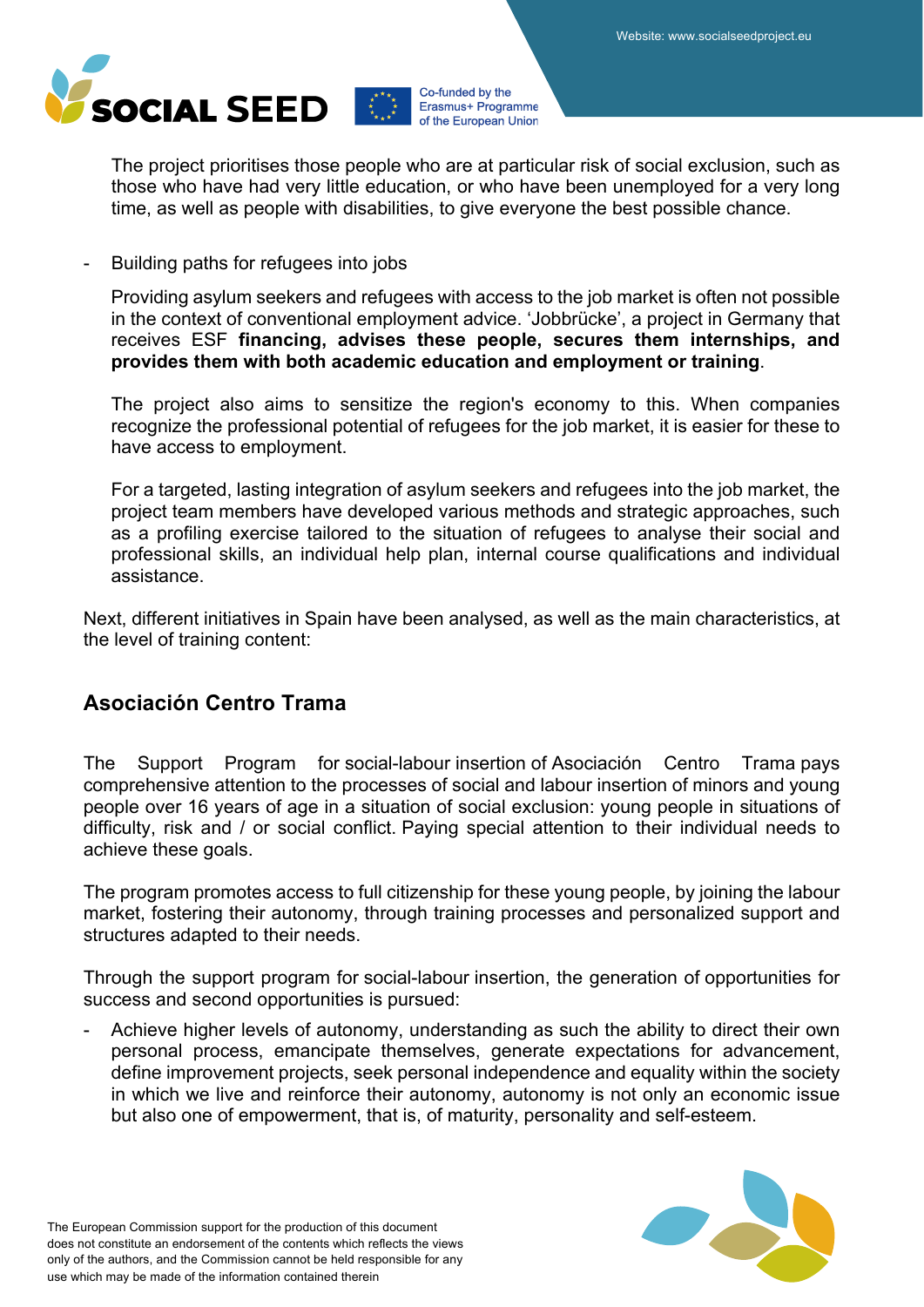The project prioritises those people who are at particular risk of social exclusion, such as those who have had very little education, or who have been unemployed for a very long time, as well as people with disabilities, to give everyone the best possible chance.

- Building paths for refugees into jobs

  Providing asylum seekers and refugees with access to the job market is often not possible in the context of conventional employment advice. 'Jobbrücke', a project in Germany that receives ESF **financing, advises these people, secures them internships, and provides them with both academic education and employment or training**.

  The project also aims to sensitize the region's economy to this. When companies recognize the professional potential of refugees for the job market, it is easier for these to have access to employment.

  For a targeted, lasting integration of asylum seekers and refugees into the job market, the project team members have developed various methods and strategic approaches, such as a profiling exercise tailored to the situation of refugees to analyse their social and professional skills, an individual help plan, internal course qualifications and individual assistance.

Next, different initiatives in Spain have been analysed, as well as the main characteristics, at the level of training content:

## Asociación Centro Trama

The Support Program for social-labour insertion of Asociación Centro Trama pays comprehensive attention to the processes of social and labour insertion of minors and young people over 16 years of age in a situation of social exclusion: young people in situations of difficulty, risk and / or social conflict. Paying special attention to their individual needs to achieve these goals.

The program promotes access to full citizenship for these young people, by joining the labour market, fostering their autonomy, through training processes and personalized support and structures adapted to their needs.

Through the support program for social-labour insertion, the generation of opportunities for success and second opportunities is pursued:

- Achieve higher levels of autonomy, understanding as such the ability to direct their own personal process, emancipate themselves, generate expectations for advancement, define improvement projects, seek personal independence and equality within the society in which we live and reinforce their autonomy, autonomy is not only an economic issue but also one of empowerment, that is, of maturity, personality and self-esteem.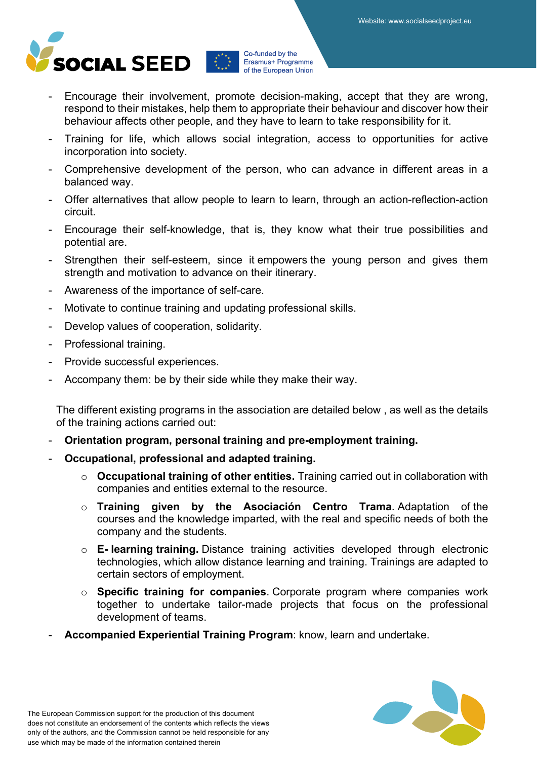- Encourage their involvement, promote decision-making, accept that they are wrong, respond to their mistakes, help them to appropriate their behaviour and discover how their behaviour affects other people, and they have to learn to take responsibility for it.
- Training for life, which allows social integration, access to opportunities for active incorporation into society.
- Comprehensive development of the person, who can advance in different areas in a balanced way.
- Offer alternatives that allow people to learn to learn, through an action-reflection-action circuit.
- Encourage their self-knowledge, that is, they know what their true possibilities and potential are.
- Strengthen their self-esteem, since it empowers the young person and gives them strength and motivation to advance on their itinerary.
- Awareness of the importance of self-care.
- Motivate to continue training and updating professional skills.
- Develop values of cooperation, solidarity.
- Professional training.
- Provide successful experiences.
- Accompany them: be by their side while they make their way.

The different existing programs in the association are detailed below , as well as the details of the training actions carried out:

- **Orientation program, personal training and pre-employment training.**
- **Occupational, professional and adapted training.**
  - **Occupational training of other entities.** Training carried out in collaboration with companies and entities external to the resource.
  - **Training given by the Asociación Centro Trama**. Adaptation of the courses and the knowledge imparted, with the real and specific needs of both the company and the students.
  - **E- learning training.** Distance training activities developed through electronic technologies, which allow distance learning and training. Trainings are adapted to certain sectors of employment.
  - **Specific training for companies**. Corporate program where companies work together to undertake tailor-made projects that focus on the professional development of teams.
- **Accompanied Experiential Training Program**: know, learn and undertake.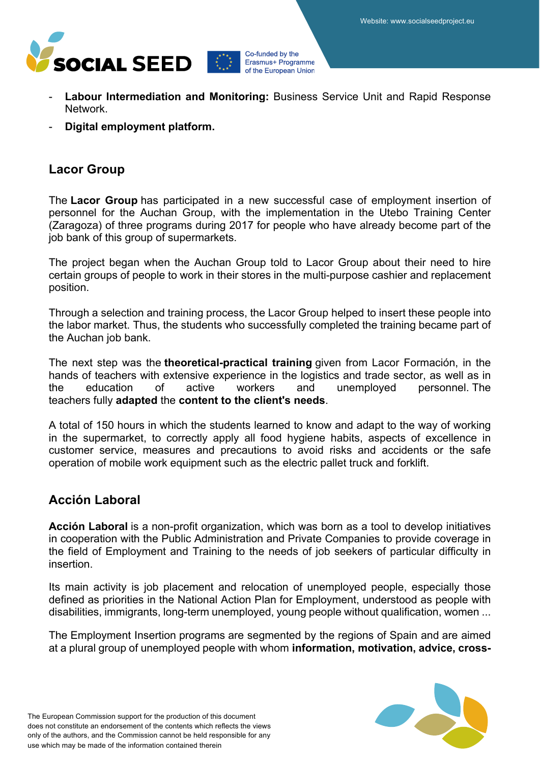- **Labour Intermediation and Monitoring:** Business Service Unit and Rapid Response Network.
- **Digital employment platform.**

## Lacor Group

The **Lacor Group** has participated in a new successful case of employment insertion of personnel for the Auchan Group, with the implementation in the Utebo Training Center (Zaragoza) of three programs during 2017 for people who have already become part of the job bank of this group of supermarkets.

The project began when the Auchan Group told to Lacor Group about their need to hire certain groups of people to work in their stores in the multi-purpose cashier and replacement position.

Through a selection and training process, the Lacor Group helped to insert these people into the labor market. Thus, the students who successfully completed the training became part of the Auchan job bank.

The next step was the **theoretical-practical training** given from Lacor Formación, in the hands of teachers with extensive experience in the logistics and trade sector, as well as in the education of active workers and unemployed personnel. The teachers fully **adapted** the **content to the client's needs**.

A total of 150 hours in which the students learned to know and adapt to the way of working in the supermarket, to correctly apply all food hygiene habits, aspects of excellence in customer service, measures and precautions to avoid risks and accidents or the safe operation of mobile work equipment such as the electric pallet truck and forklift.

## Acción Laboral

**Acción Laboral** is a non-profit organization, which was born as a tool to develop initiatives in cooperation with the Public Administration and Private Companies to provide coverage in the field of Employment and Training to the needs of job seekers of particular difficulty in insertion.

Its main activity is job placement and relocation of unemployed people, especially those defined as priorities in the National Action Plan for Employment, understood as people with disabilities, immigrants, long-term unemployed, young people without qualification, women ...

The Employment Insertion programs are segmented by the regions of Spain and are aimed at a plural group of unemployed people with whom **information, motivation, advice, cross-**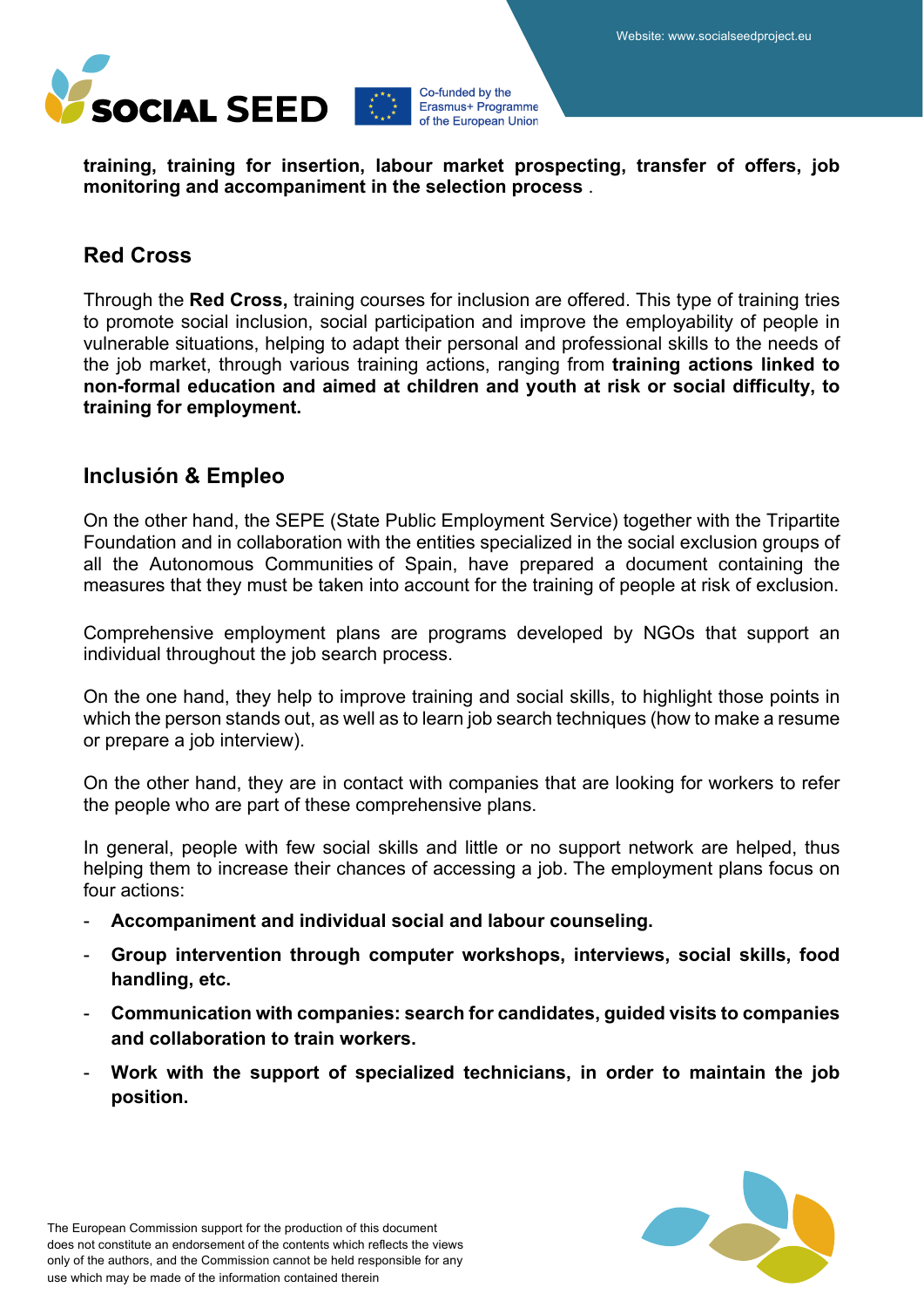**training, training for insertion, labour market prospecting, transfer of offers, job monitoring and accompaniment in the selection process** .

## Red Cross

Through the **Red Cross,** training courses for inclusion are offered. This type of training tries to promote social inclusion, social participation and improve the employability of people in vulnerable situations, helping to adapt their personal and professional skills to the needs of the job market, through various training actions, ranging from **training actions linked to non-formal education and aimed at children and youth at risk or social difficulty, to training for employment.**

## Inclusión & Empleo

On the other hand, the SEPE (State Public Employment Service) together with the Tripartite Foundation and in collaboration with the entities specialized in the social exclusion groups of all the Autonomous Communities of Spain, have prepared a document containing the measures that they must be taken into account for the training of people at risk of exclusion.

Comprehensive employment plans are programs developed by NGOs that support an individual throughout the job search process.

On the one hand, they help to improve training and social skills, to highlight those points in which the person stands out, as well as to learn job search techniques (how to make a resume or prepare a job interview).

On the other hand, they are in contact with companies that are looking for workers to refer the people who are part of these comprehensive plans.

In general, people with few social skills and little or no support network are helped, thus helping them to increase their chances of accessing a job. The employment plans focus on four actions:

- **Accompaniment and individual social and labour counseling.**
- **Group intervention through computer workshops, interviews, social skills, food handling, etc.**
- **Communication with companies: search for candidates, guided visits to companies and collaboration to train workers.**
- **Work with the support of specialized technicians, in order to maintain the job position.**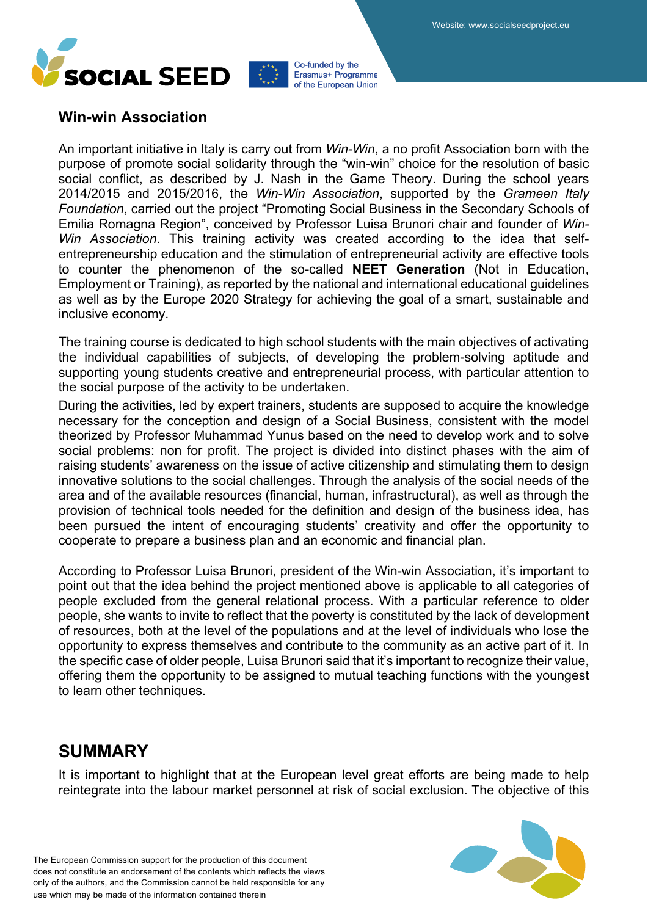## Win-win Association

An important initiative in Italy is carry out from *Win-Win*, a no profit Association born with the purpose of promote social solidarity through the "win-win" choice for the resolution of basic social conflict, as described by J. Nash in the Game Theory. During the school years 2014/2015 and 2015/2016, the *Win-Win Association*, supported by the *Grameen Italy Foundation*, carried out the project "Promoting Social Business in the Secondary Schools of Emilia Romagna Region", conceived by Professor Luisa Brunori chair and founder of *Win-Win Association*. This training activity was created according to the idea that self-entrepreneurship education and the stimulation of entrepreneurial activity are effective tools to counter the phenomenon of the so-called **NEET Generation** (Not in Education, Employment or Training), as reported by the national and international educational guidelines as well as by the Europe 2020 Strategy for achieving the goal of a smart, sustainable and inclusive economy.

The training course is dedicated to high school students with the main objectives of activating the individual capabilities of subjects, of developing the problem-solving aptitude and supporting young students creative and entrepreneurial process, with particular attention to the social purpose of the activity to be undertaken.

During the activities, led by expert trainers, students are supposed to acquire the knowledge necessary for the conception and design of a Social Business, consistent with the model theorized by Professor Muhammad Yunus based on the need to develop work and to solve social problems: non for profit. The project is divided into distinct phases with the aim of raising students' awareness on the issue of active citizenship and stimulating them to design innovative solutions to the social challenges. Through the analysis of the social needs of the area and of the available resources (financial, human, infrastructural), as well as through the provision of technical tools needed for the definition and design of the business idea, has been pursued the intent of encouraging students' creativity and offer the opportunity to cooperate to prepare a business plan and an economic and financial plan.

According to Professor Luisa Brunori, president of the Win-win Association, it's important to point out that the idea behind the project mentioned above is applicable to all categories of people excluded from the general relational process. With a particular reference to older people, she wants to invite to reflect that the poverty is constituted by the lack of development of resources, both at the level of the populations and at the level of individuals who lose the opportunity to express themselves and contribute to the community as an active part of it. In the specific case of older people, Luisa Brunori said that it's important to recognize their value, offering them the opportunity to be assigned to mutual teaching functions with the youngest to learn other techniques.

## SUMMARY

It is important to highlight that at the European level great efforts are being made to help reintegrate into the labour market personnel at risk of social exclusion. The objective of this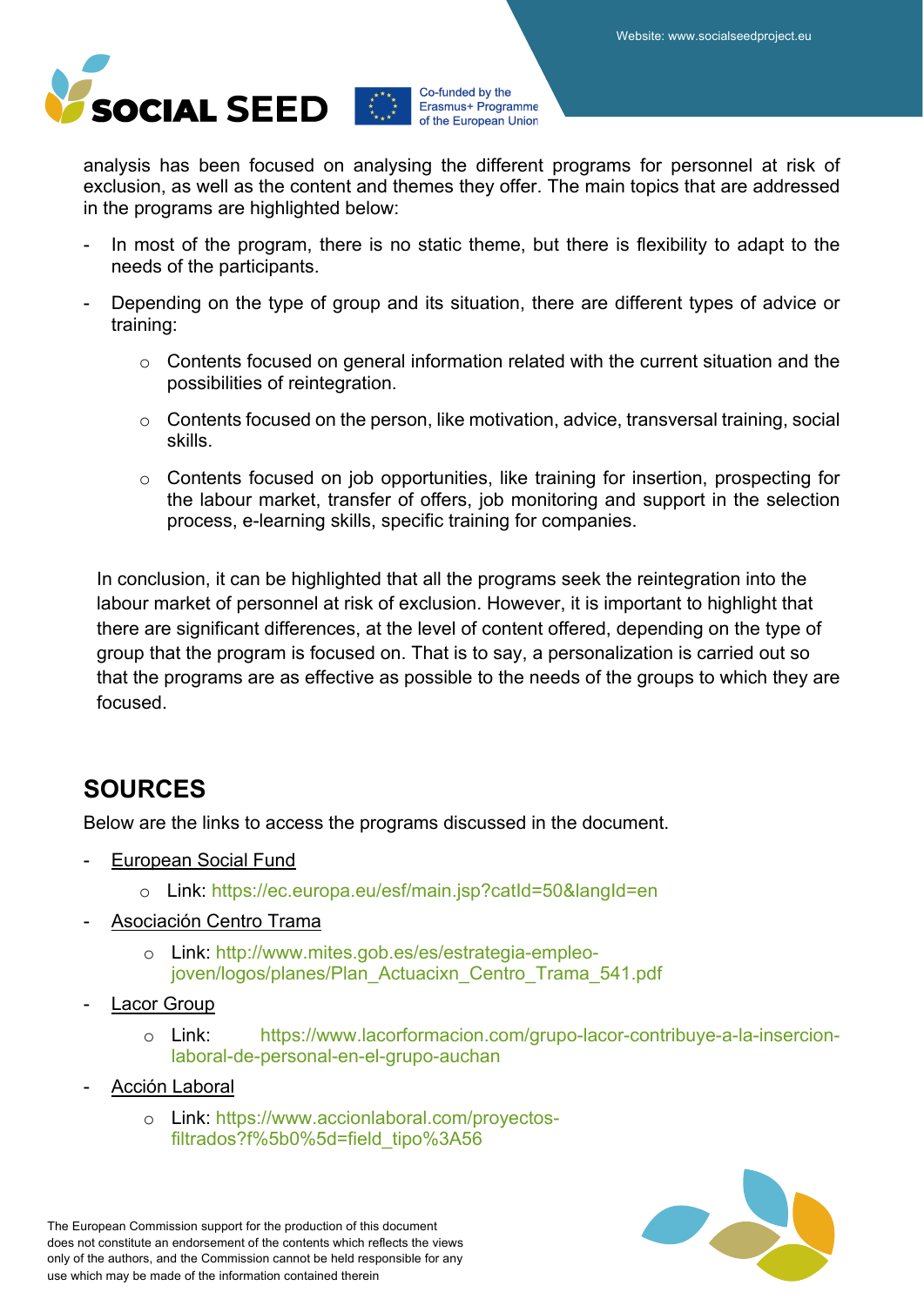analysis has been focused on analysing the different programs for personnel at risk of exclusion, as well as the content and themes they offer. The main topics that are addressed in the programs are highlighted below:

- In most of the program, there is no static theme, but there is flexibility to adapt to the needs of the participants.
- Depending on the type of group and its situation, there are different types of advice or training:
  - Contents focused on general information related with the current situation and the possibilities of reintegration.
  - Contents focused on the person, like motivation, advice, transversal training, social skills.
  - Contents focused on job opportunities, like training for insertion, prospecting for the labour market, transfer of offers, job monitoring and support in the selection process, e-learning skills, specific training for companies.

In conclusion, it can be highlighted that all the programs seek the reintegration into the labour market of personnel at risk of exclusion. However, it is important to highlight that there are significant differences, at the level of content offered, depending on the type of group that the program is focused on. That is to say, a personalization is carried out so that the programs are as effective as possible to the needs of the groups to which they are focused.

## SOURCES

Below are the links to access the programs discussed in the document.

- European Social Fund
  - Link: https://ec.europa.eu/esf/main.jsp?catId=50&langId=en
- Asociación Centro Trama
  - Link: http://www.mites.gob.es/es/estrategia-empleo-joven/logos/planes/Plan_Actuacixn_Centro_Trama_541.pdf
- Lacor Group
  - Link: https://www.lacorformacion.com/grupo-lacor-contribuye-a-la-insercion-laboral-de-personal-en-el-grupo-auchan
- Acción Laboral
  - Link: https://www.accionlaboral.com/proyectos-filtrados?f%5b0%5d=field_tipo%3A56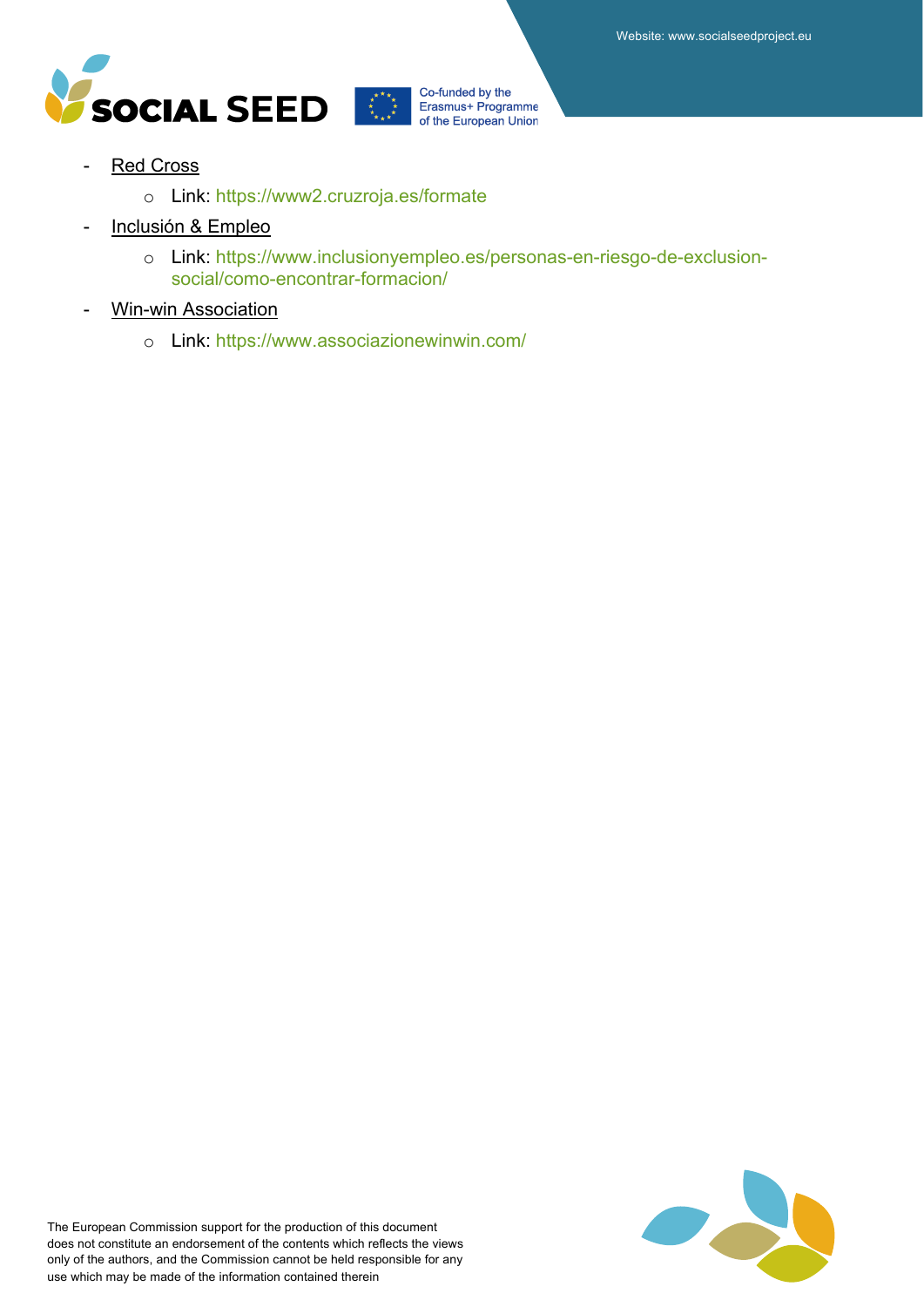- Red Cross
    - Link: https://www2.cruzroja.es/formate
- Inclusión & Empleo
    - Link: https://www.inclusionyempleo.es/personas-en-riesgo-de-exclusion-social/como-encontrar-formacion/
- Win-win Association
    - Link: https://www.associazionewinwin.com/